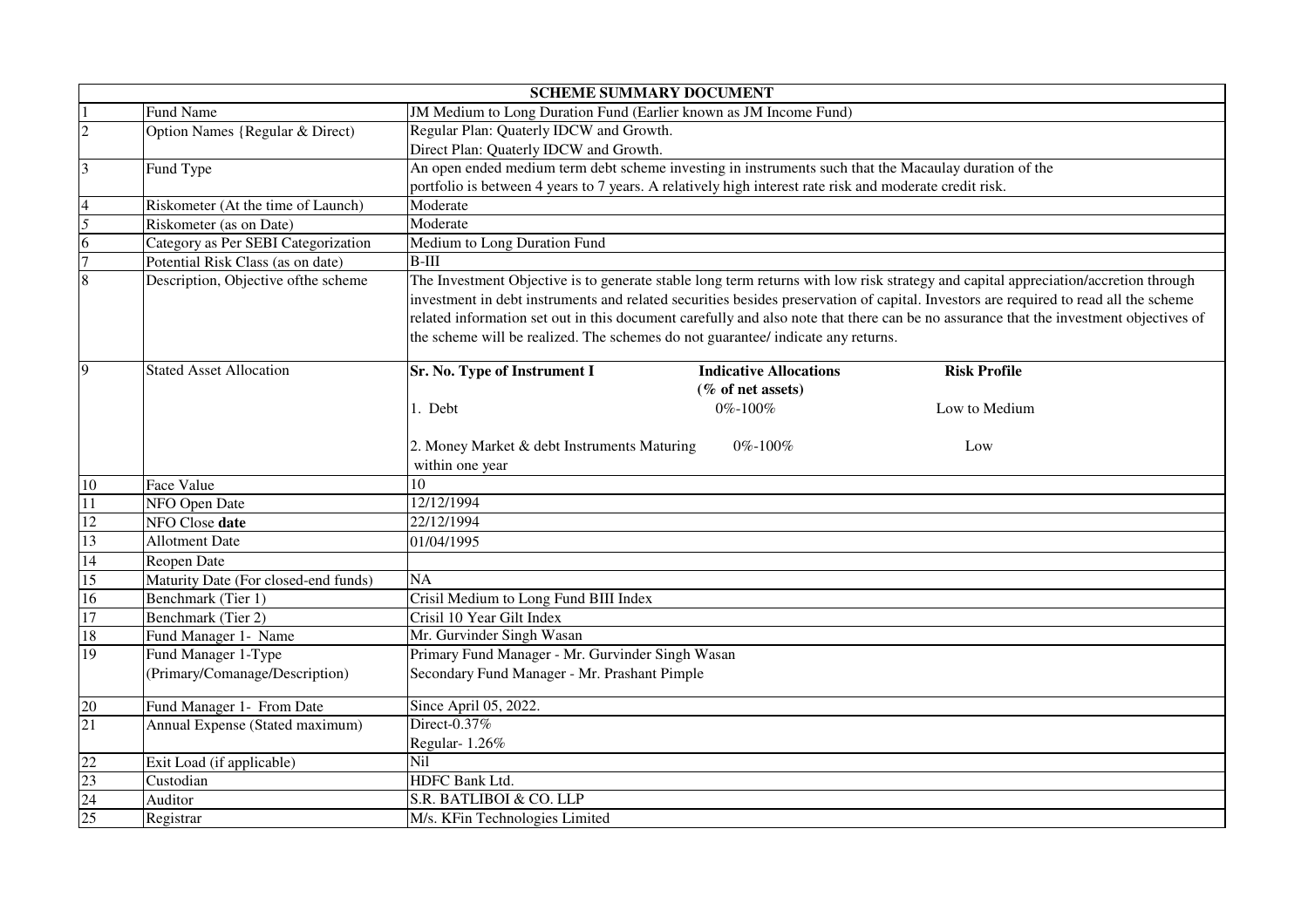| SCHEME SUMMARY DOCUMENT | | |
|---|---|---|
| 1 | Fund Name | JM Medium to Long Duration Fund (Earlier known as JM Income Fund) |
| 2 | Option Names {Regular & Direct) | Regular Plan: Quaterly IDCW and Growth.<br>Direct Plan: Quaterly IDCW and Growth. |
| 3 | Fund Type | An open ended medium term debt scheme investing in instruments such that the Macaulay duration of the portfolio is between 4 years to 7 years. A relatively high interest rate risk and moderate credit risk. |
| 4 | Riskometer (At the time of Launch) | Moderate |
| 5 | Riskometer (as on Date) | Moderate |
| 6 | Category as Per SEBI Categorization | Medium to Long Duration Fund |
| 7 | Potential Risk Class (as on date) | B-III |
| 8 | Description, Objective ofthe scheme | The Investment Objective is to generate stable long term returns with low risk strategy and capital appreciation/accretion through investment in debt instruments and related securities besides preservation of capital. Investors are required to read all the scheme related information set out in this document carefully and also note that there can be no assurance that the investment objectives of the scheme will be realized. The schemes do not guarantee/ indicate any returns. |
| 9 | Stated Asset Allocation | **Sr. No. Type of Instrument I** — **Indicative Allocations (% of net assets)** — **Risk Profile**<br>1. Debt — 0%-100% — Low to Medium<br>2. Money Market & debt Instruments Maturing within one year — 0%-100% — Low |
| 10 | Face Value | 10 |
| 11 | NFO Open Date | 12/12/1994 |
| 12 | NFO Close **date** | 22/12/1994 |
| 13 | Allotment Date | 01/04/1995 |
| 14 | Reopen Date | |
| 15 | Maturity Date (For closed-end funds) | NA |
| 16 | Benchmark (Tier 1) | Crisil Medium to Long Fund BIII Index |
| 17 | Benchmark (Tier 2) | Crisil 10 Year Gilt Index |
| 18 | Fund Manager 1- Name | Mr. Gurvinder Singh Wasan |
| 19 | Fund Manager 1-Type (Primary/Comanage/Description) | Primary Fund Manager - Mr. Gurvinder Singh Wasan<br>Secondary Fund Manager - Mr. Prashant Pimple |
| 20 | Fund Manager 1- From Date | Since April 05, 2022. |
| 21 | Annual Expense (Stated maximum) | Direct-0.37%<br>Regular- 1.26% |
| 22 | Exit Load (if applicable) | Nil |
| 23 | Custodian | HDFC Bank Ltd. |
| 24 | Auditor | S.R. BATLIBOI & CO. LLP |
| 25 | Registrar | M/s. KFin Technologies Limited |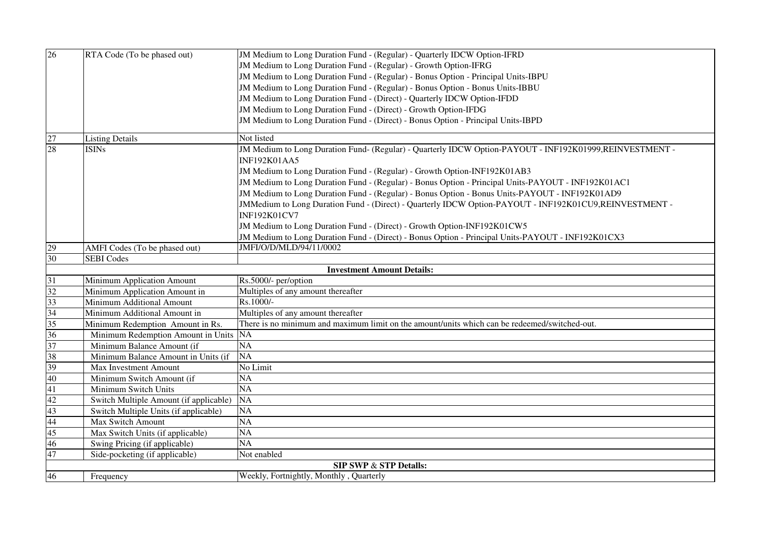| | | |
|---|---|---|
| 26 | RTA Code (To be phased out) | JM Medium to Long Duration Fund - (Regular) - Quarterly IDCW Option-IFRD<br>JM Medium to Long Duration Fund - (Regular) - Growth Option-IFRG<br>JM Medium to Long Duration Fund - (Regular) - Bonus Option - Principal Units-IBPU<br>JM Medium to Long Duration Fund - (Regular) - Bonus Option - Bonus Units-IBBU<br>JM Medium to Long Duration Fund - (Direct) - Quarterly IDCW Option-IFDD<br>JM Medium to Long Duration Fund - (Direct) - Growth Option-IFDG<br>JM Medium to Long Duration Fund - (Direct) - Bonus Option - Principal Units-IBPD |
| 27 | Listing Details | Not listed |
| 28 | ISINs | JM Medium to Long Duration Fund- (Regular) - Quarterly IDCW Option-PAYOUT - INF192K01999,REINVESTMENT - INF192K01AA5<br>JM Medium to Long Duration Fund - (Regular) - Growth Option-INF192K01AB3<br>JM Medium to Long Duration Fund - (Regular) - Bonus Option - Principal Units-PAYOUT - INF192K01AC1<br>JM Medium to Long Duration Fund - (Regular) - Bonus Option - Bonus Units-PAYOUT - INF192K01AD9<br>JMMedium to Long Duration Fund - (Direct) - Quarterly IDCW Option-PAYOUT - INF192K01CU9,REINVESTMENT - INF192K01CV7<br>JM Medium to Long Duration Fund - (Direct) - Growth Option-INF192K01CW5<br>JM Medium to Long Duration Fund - (Direct) - Bonus Option - Principal Units-PAYOUT - INF192K01CX3 |
| 29 | AMFI Codes (To be phased out) | JMFI/O/D/MLD/94/11/0002 |
| 30 | SEBI Codes | |
| | | **Investment Amount Details:** |
| 31 | Minimum Application Amount | Rs.5000/- per/option |
| 32 | Minimum Application Amount in | Multiples of any amount thereafter |
| 33 | Minimum Additional Amount | Rs.1000/- |
| 34 | Minimum Additional Amount in | Multiples of any amount thereafter |
| 35 | Minimum Redemption Amount in Rs. | There is no minimum and maximum limit on the amount/units which can be redeemed/switched-out. |
| 36 | Minimum Redemption Amount in Units | NA |
| 37 | Minimum Balance Amount (if | NA |
| 38 | Minimum Balance Amount in Units (if | NA |
| 39 | Max Investment Amount | No Limit |
| 40 | Minimum Switch Amount (if | NA |
| 41 | Minimum Switch Units | NA |
| 42 | Switch Multiple Amount (if applicable) | NA |
| 43 | Switch Multiple Units (if applicable) | NA |
| 44 | Max Switch Amount | NA |
| 45 | Max Switch Units (if applicable) | NA |
| 46 | Swing Pricing (if applicable) | NA |
| 47 | Side-pocketing (if applicable) | Not enabled |
| | | **SIP SWP & STP Detalls:** |
| 46 | Frequency | Weekly, Fortnightly, Monthly , Quarterly |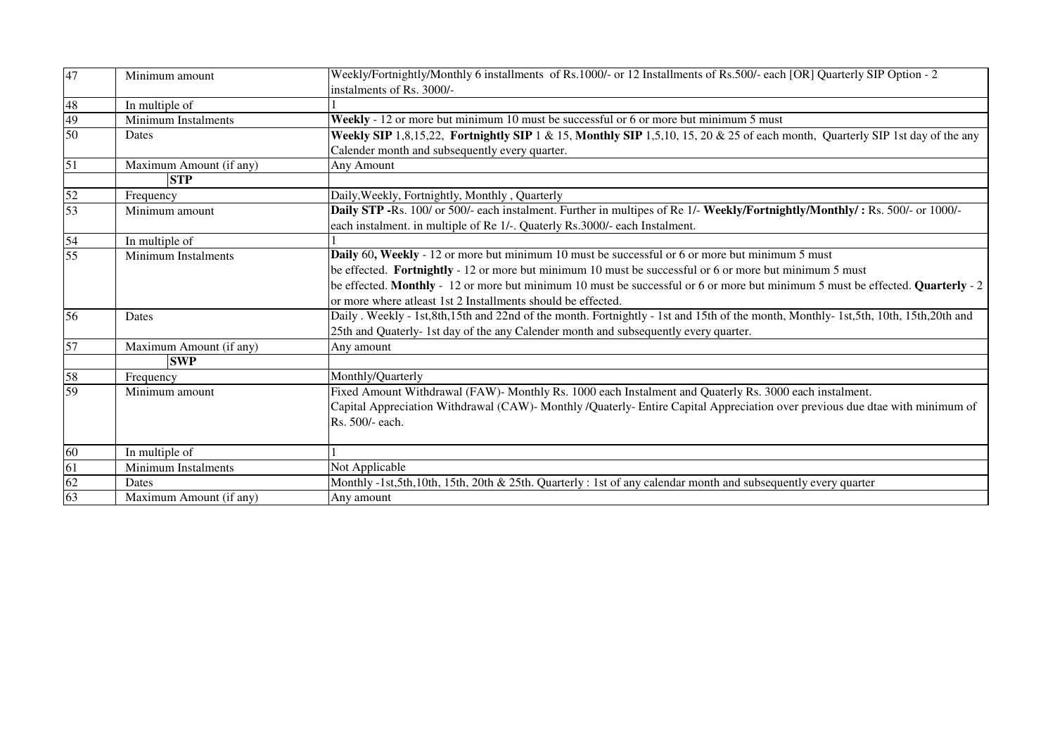| | | |
|---|---|---|
| 47 | Minimum amount | Weekly/Fortnightly/Monthly 6 installments of Rs.1000/- or 12 Installments of Rs.500/- each [OR] Quarterly SIP Option - 2 instalments of Rs. 3000/- |
| 48 | In multiple of | 1 |
| 49 | Minimum Instalments | **Weekly** - 12 or more but minimum 10 must be successful or 6 or more but minimum 5 must |
| 50 | Dates | **Weekly SIP** 1,8,15,22, **Fortnightly SIP** 1 & 15, **Monthly SIP** 1,5,10, 15, 20 & 25 of each month, Quarterly SIP 1st day of the any Calender month and subsequently every quarter. |
| 51 | Maximum Amount (if any) | Any Amount |
| | **STP** | |
| 52 | Frequency | Daily,Weekly, Fortnightly, Monthly , Quarterly |
| 53 | Minimum amount | **Daily STP -**Rs. 100/ or 500/- each instalment. Further in multipes of Re 1/- **Weekly/Fortnightly/Monthly/ :** Rs. 500/- or 1000/- each instalment. in multiple of Re 1/-. Quaterly Rs.3000/- each Instalment. |
| 54 | In multiple of | 1 |
| 55 | Minimum Instalments | **Daily** 60**, Weekly** - 12 or more but minimum 10 must be successful or 6 or more but minimum 5 must be effected. **Fortnightly** - 12 or more but minimum 10 must be successful or 6 or more but minimum 5 must be effected. **Monthly** - 12 or more but minimum 10 must be successful or 6 or more but minimum 5 must be effected. **Quarterly** - 2 or more where atleast 1st 2 Installments should be effected. |
| 56 | Dates | Daily . Weekly - 1st,8th,15th and 22nd of the month. Fortnightly - 1st and 15th of the month, Monthly- 1st,5th, 10th, 15th,20th and 25th and Quaterly- 1st day of the any Calender month and subsequently every quarter. |
| 57 | Maximum Amount (if any) | Any amount |
| | **SWP** | |
| 58 | Frequency | Monthly/Quarterly |
| 59 | Minimum amount | Fixed Amount Withdrawal (FAW)- Monthly Rs. 1000 each Instalment and Quaterly Rs. 3000 each instalment. Capital Appreciation Withdrawal (CAW)- Monthly /Quaterly- Entire Capital Appreciation over previous due dtae with minimum of Rs. 500/- each. |
| 60 | In multiple of | 1 |
| 61 | Minimum Instalments | Not Applicable |
| 62 | Dates | Monthly -1st,5th,10th, 15th, 20th & 25th. Quarterly : 1st of any calendar month and subsequently every quarter |
| 63 | Maximum Amount (if any) | Any amount |